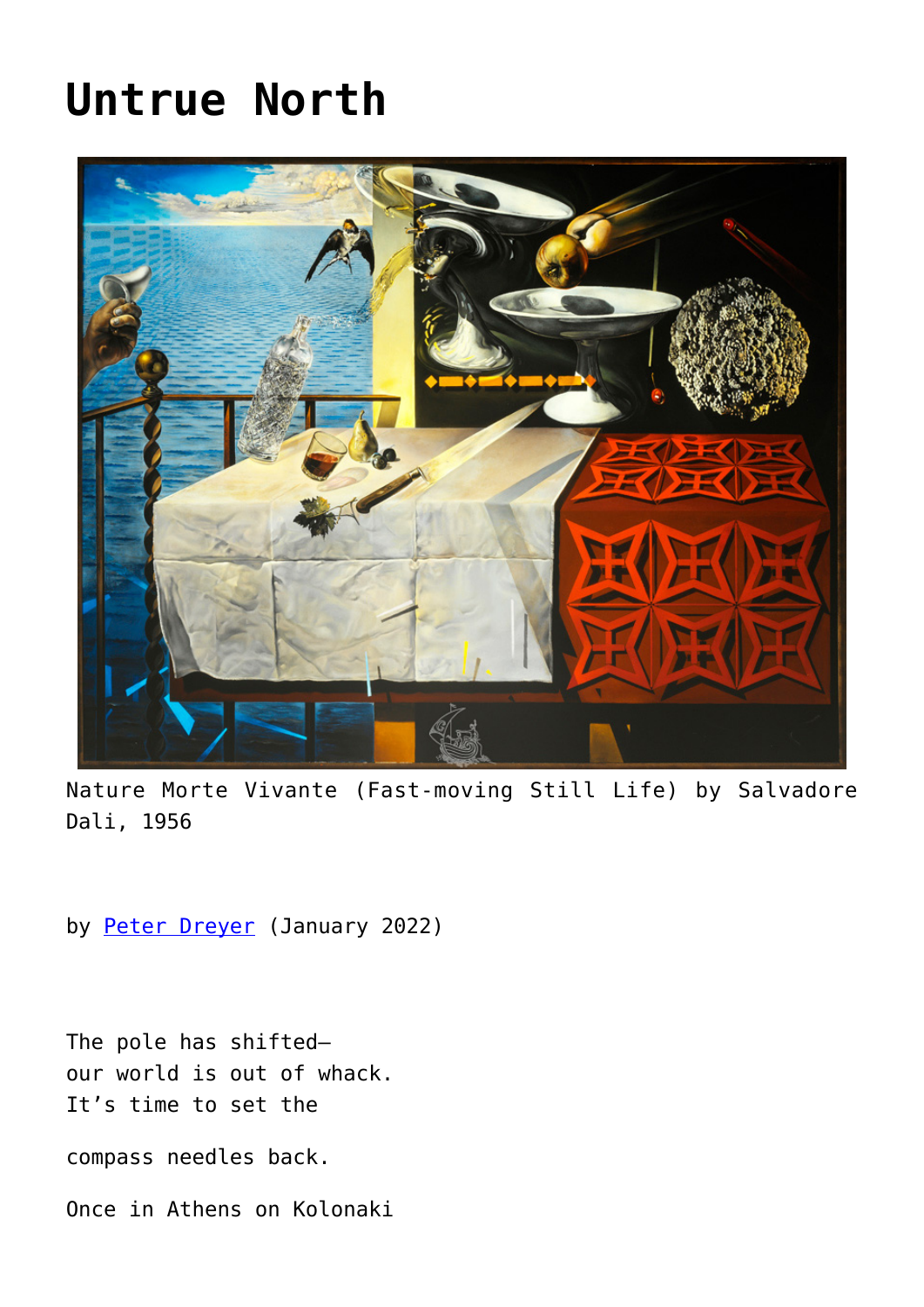# Untrue North

Nature Morte Vivante (Fast-moving Still Life) by Salvadore Dali, 1956

by [Peter Dreyer](#) (January 2022)

The pole has shifted—
our world is out of whack.
It's time to set the

compass needles back.

Once in Athens on Kolonaki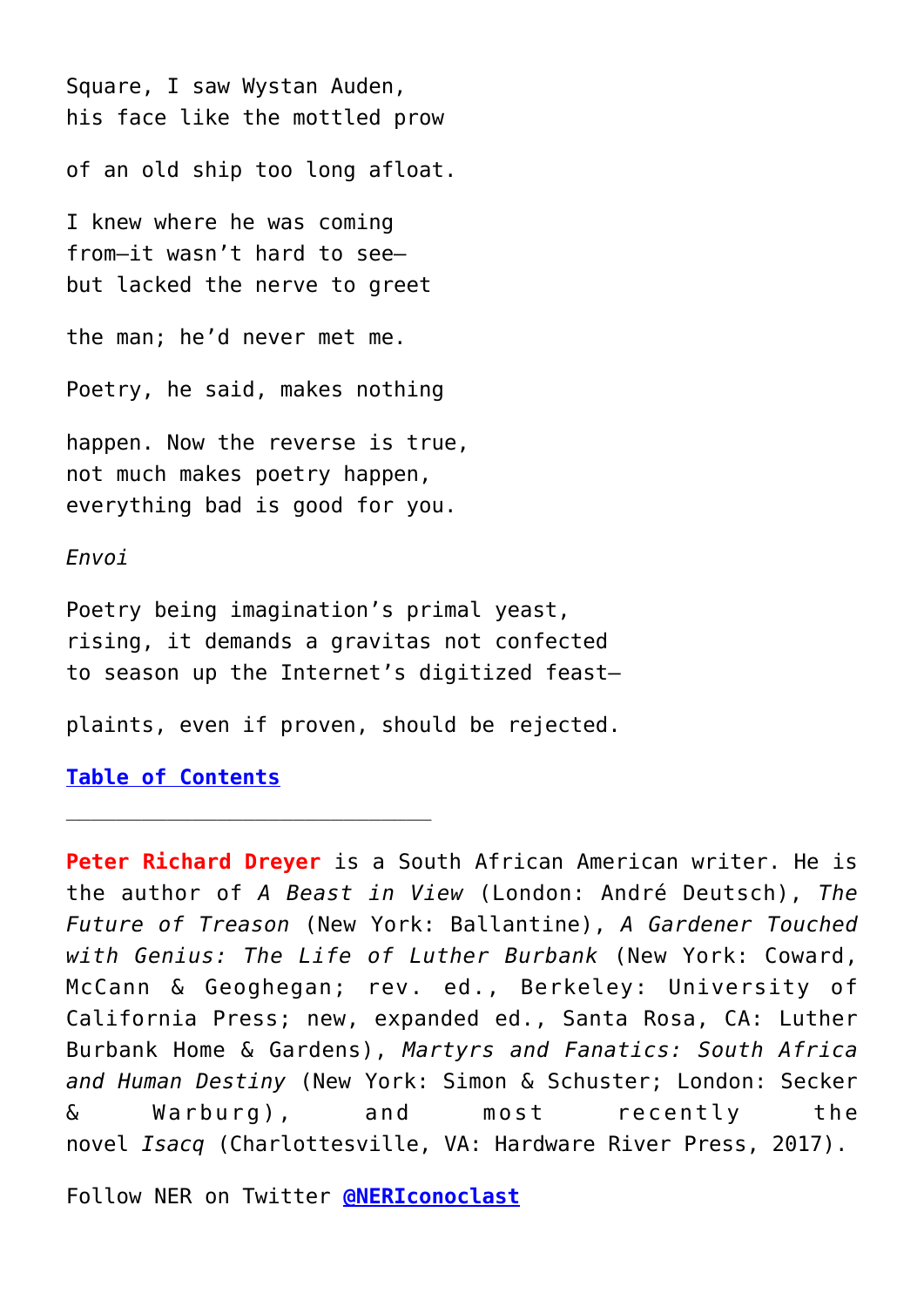Square, I saw Wystan Auden,  
his face like the mottled prow

of an old ship too long afloat.

I knew where he was coming  
from—it wasn't hard to see—  
but lacked the nerve to greet

the man; he'd never met me.

Poetry, he said, makes nothing

happen. Now the reverse is true,  
not much makes poetry happen,  
everything bad is good for you.

*Envoi*

Poetry being imagination's primal yeast,  
rising, it demands a gravitas not confected  
to season up the Internet's digitized feast—

plaints, even if proven, should be rejected.

**Table of Contents**

---

**Peter Richard Dreyer** is a South African American writer. He is the author of *A Beast in View* (London: André Deutsch), *The Future of Treason* (New York: Ballantine), *A Gardener Touched with Genius: The Life of Luther Burbank* (New York: Coward, McCann & Geoghegan; rev. ed., Berkeley: University of California Press; new, expanded ed., Santa Rosa, CA: Luther Burbank Home & Gardens), *Martyrs and Fanatics: South Africa and Human Destiny* (New York: Simon & Schuster; London: Secker & Warburg), and most recently the novel *Isacq* (Charlottesville, VA: Hardware River Press, 2017).

Follow NER on Twitter **@NERIconoclast**